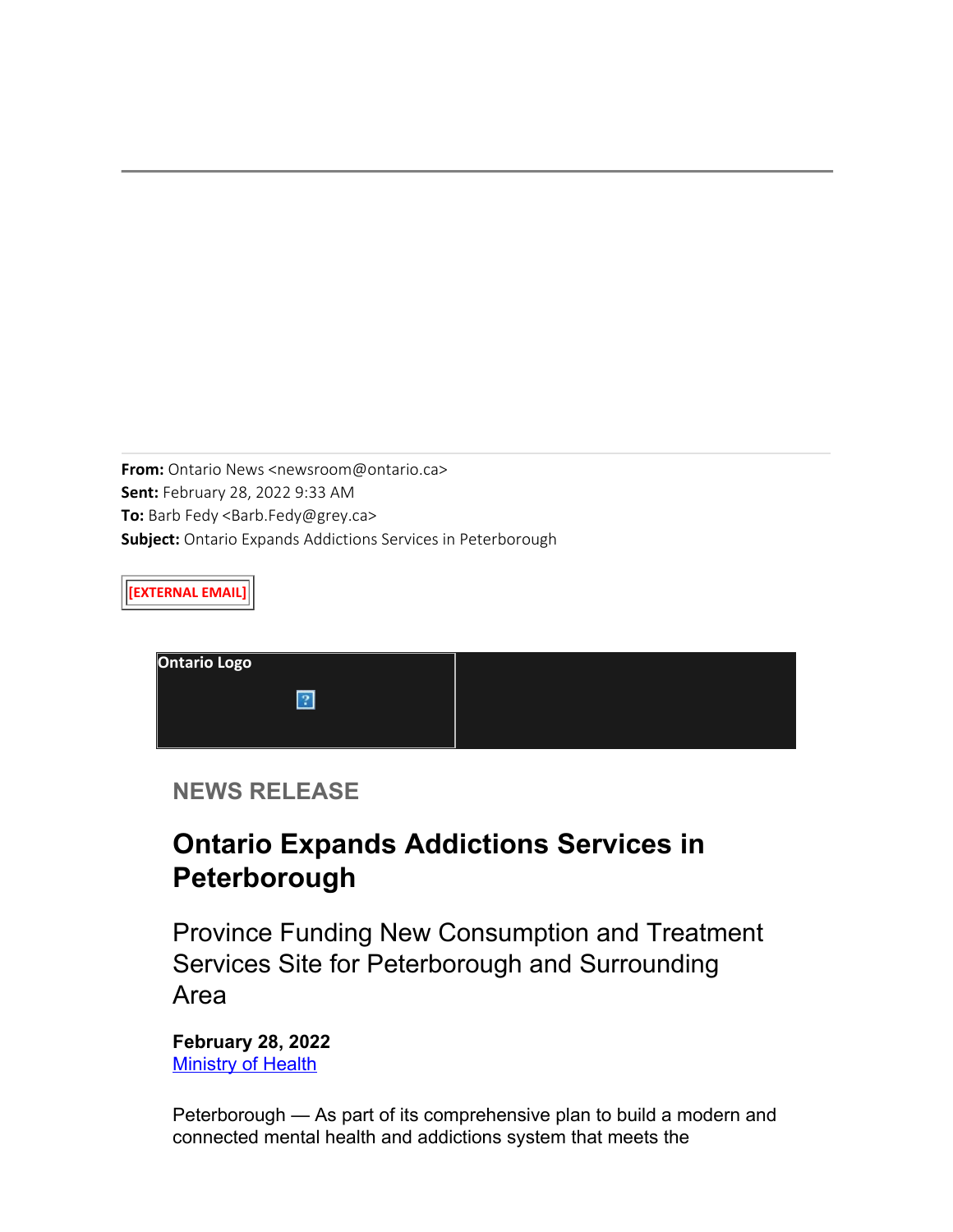**From:** Ontario News <newsroom@ontario.ca>
**Sent:** February 28, 2022 9:33 AM
**To:** Barb Fedy <Barb.Fedy@grey.ca>
**Subject:** Ontario Expands Addictions Services in Peterborough

[EXTERNAL EMAIL]

Ontario Logo

## NEWS RELEASE

# Ontario Expands Addictions Services in Peterborough

## Province Funding New Consumption and Treatment Services Site for Peterborough and Surrounding Area

**February 28, 2022**
Ministry of Health

Peterborough — As part of its comprehensive plan to build a modern and connected mental health and addictions system that meets the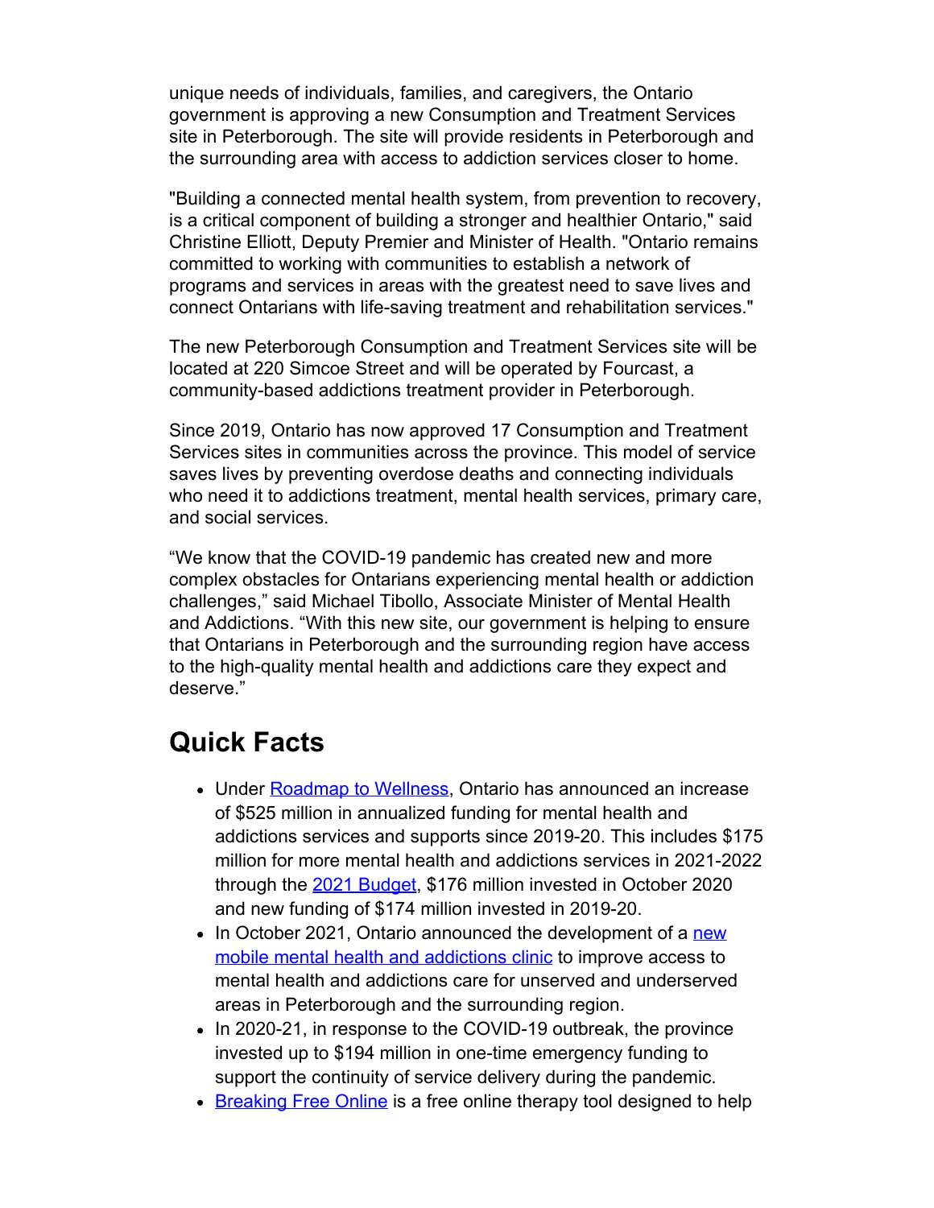unique needs of individuals, families, and caregivers, the Ontario government is approving a new Consumption and Treatment Services site in Peterborough. The site will provide residents in Peterborough and the surrounding area with access to addiction services closer to home.

"Building a connected mental health system, from prevention to recovery, is a critical component of building a stronger and healthier Ontario," said Christine Elliott, Deputy Premier and Minister of Health. "Ontario remains committed to working with communities to establish a network of programs and services in areas with the greatest need to save lives and connect Ontarians with life-saving treatment and rehabilitation services."

The new Peterborough Consumption and Treatment Services site will be located at 220 Simcoe Street and will be operated by Fourcast, a community-based addictions treatment provider in Peterborough.

Since 2019, Ontario has now approved 17 Consumption and Treatment Services sites in communities across the province. This model of service saves lives by preventing overdose deaths and connecting individuals who need it to addictions treatment, mental health services, primary care, and social services.

“We know that the COVID-19 pandemic has created new and more complex obstacles for Ontarians experiencing mental health or addiction challenges,” said Michael Tibollo, Associate Minister of Mental Health and Addictions. “With this new site, our government is helping to ensure that Ontarians in Peterborough and the surrounding region have access to the high-quality mental health and addictions care they expect and deserve.”

## Quick Facts

- Under Roadmap to Wellness, Ontario has announced an increase of $525 million in annualized funding for mental health and addictions services and supports since 2019-20. This includes $175 million for more mental health and addictions services in 2021-2022 through the 2021 Budget, $176 million invested in October 2020 and new funding of $174 million invested in 2019-20.
- In October 2021, Ontario announced the development of a new mobile mental health and addictions clinic to improve access to mental health and addictions care for unserved and underserved areas in Peterborough and the surrounding region.
- In 2020-21, in response to the COVID-19 outbreak, the province invested up to $194 million in one-time emergency funding to support the continuity of service delivery during the pandemic.
- Breaking Free Online is a free online therapy tool designed to help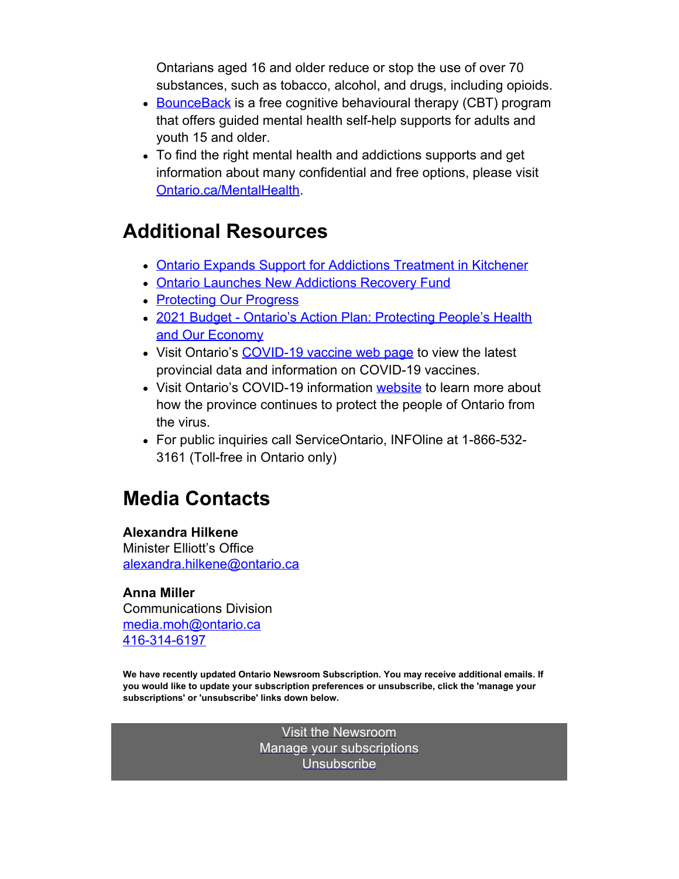Ontarians aged 16 and older reduce or stop the use of over 70 substances, such as tobacco, alcohol, and drugs, including opioids.

- BounceBack is a free cognitive behavioural therapy (CBT) program that offers guided mental health self-help supports for adults and youth 15 and older.
- To find the right mental health and addictions supports and get information about many confidential and free options, please visit Ontario.ca/MentalHealth.

## Additional Resources

- Ontario Expands Support for Addictions Treatment in Kitchener
- Ontario Launches New Addictions Recovery Fund
- Protecting Our Progress
- 2021 Budget - Ontario's Action Plan: Protecting People's Health and Our Economy
- Visit Ontario's COVID-19 vaccine web page to view the latest provincial data and information on COVID-19 vaccines.
- Visit Ontario's COVID-19 information website to learn more about how the province continues to protect the people of Ontario from the virus.
- For public inquiries call ServiceOntario, INFOline at 1-866-532-3161 (Toll-free in Ontario only)

## Media Contacts

**Alexandra Hilkene**
Minister Elliott's Office
alexandra.hilkene@ontario.ca

**Anna Miller**
Communications Division
media.moh@ontario.ca
416-314-6197

**We have recently updated Ontario Newsroom Subscription. You may receive additional emails. If you would like to update your subscription preferences or unsubscribe, click the 'manage your subscriptions' or 'unsubscribe' links down below.**

Visit the Newsroom
Manage your subscriptions
Unsubscribe